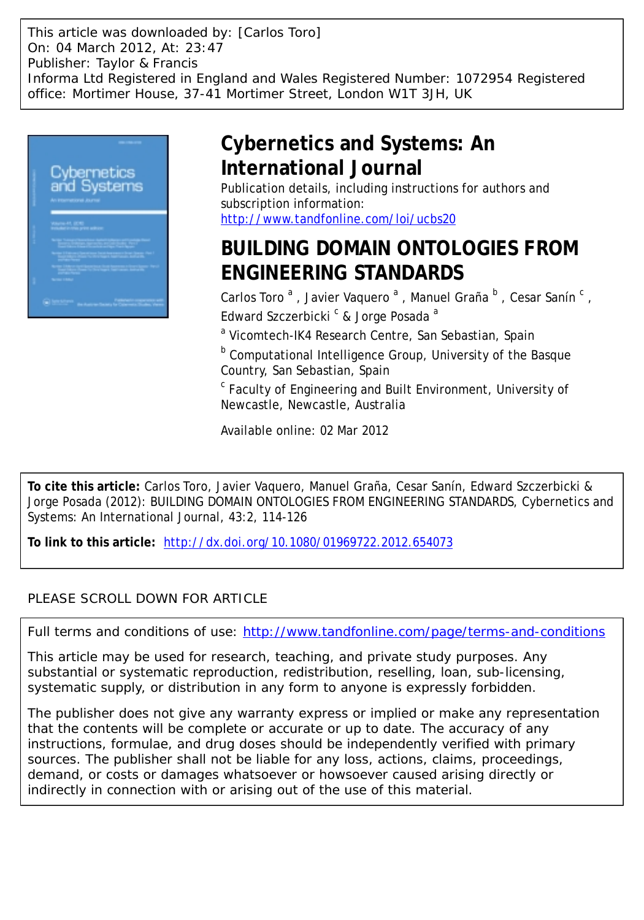This article was downloaded by: [Carlos Toro]
On: 04 March 2012, At: 23:47
Publisher: Taylor & Francis
Informa Ltd Registered in England and Wales Registered Number: 1072954 Registered office: Mortimer House, 37-41 Mortimer Street, London W1T 3JH, UK

# Cybernetics and Systems: An International Journal

Publication details, including instructions for authors and subscription information:
http://www.tandfonline.com/loi/ucbs20

# BUILDING DOMAIN ONTOLOGIES FROM ENGINEERING STANDARDS

Carlos Toro [a] , Javier Vaquero [a] , Manuel Graña [b] , Cesar Sanín [c] , Edward Szczerbicki [c] & Jorge Posada [a]

[a] Vicomtech-IK4 Research Centre, San Sebastian, Spain

[b] Computational Intelligence Group, University of the Basque Country, San Sebastian, Spain

[c] Faculty of Engineering and Built Environment, University of Newcastle, Newcastle, Australia

Available online: 02 Mar 2012

**To cite this article:** Carlos Toro, Javier Vaquero, Manuel Graña, Cesar Sanín, Edward Szczerbicki & Jorge Posada (2012): BUILDING DOMAIN ONTOLOGIES FROM ENGINEERING STANDARDS, Cybernetics and Systems: An International Journal, 43:2, 114-126

**To link to this article:** http://dx.doi.org/10.1080/01969722.2012.654073

PLEASE SCROLL DOWN FOR ARTICLE

Full terms and conditions of use: http://www.tandfonline.com/page/terms-and-conditions

This article may be used for research, teaching, and private study purposes. Any substantial or systematic reproduction, redistribution, reselling, loan, sub-licensing, systematic supply, or distribution in any form to anyone is expressly forbidden.

The publisher does not give any warranty express or implied or make any representation that the contents will be complete or accurate or up to date. The accuracy of any instructions, formulae, and drug doses should be independently verified with primary sources. The publisher shall not be liable for any loss, actions, claims, proceedings, demand, or costs or damages whatsoever or howsoever caused arising directly or indirectly in connection with or arising out of the use of this material.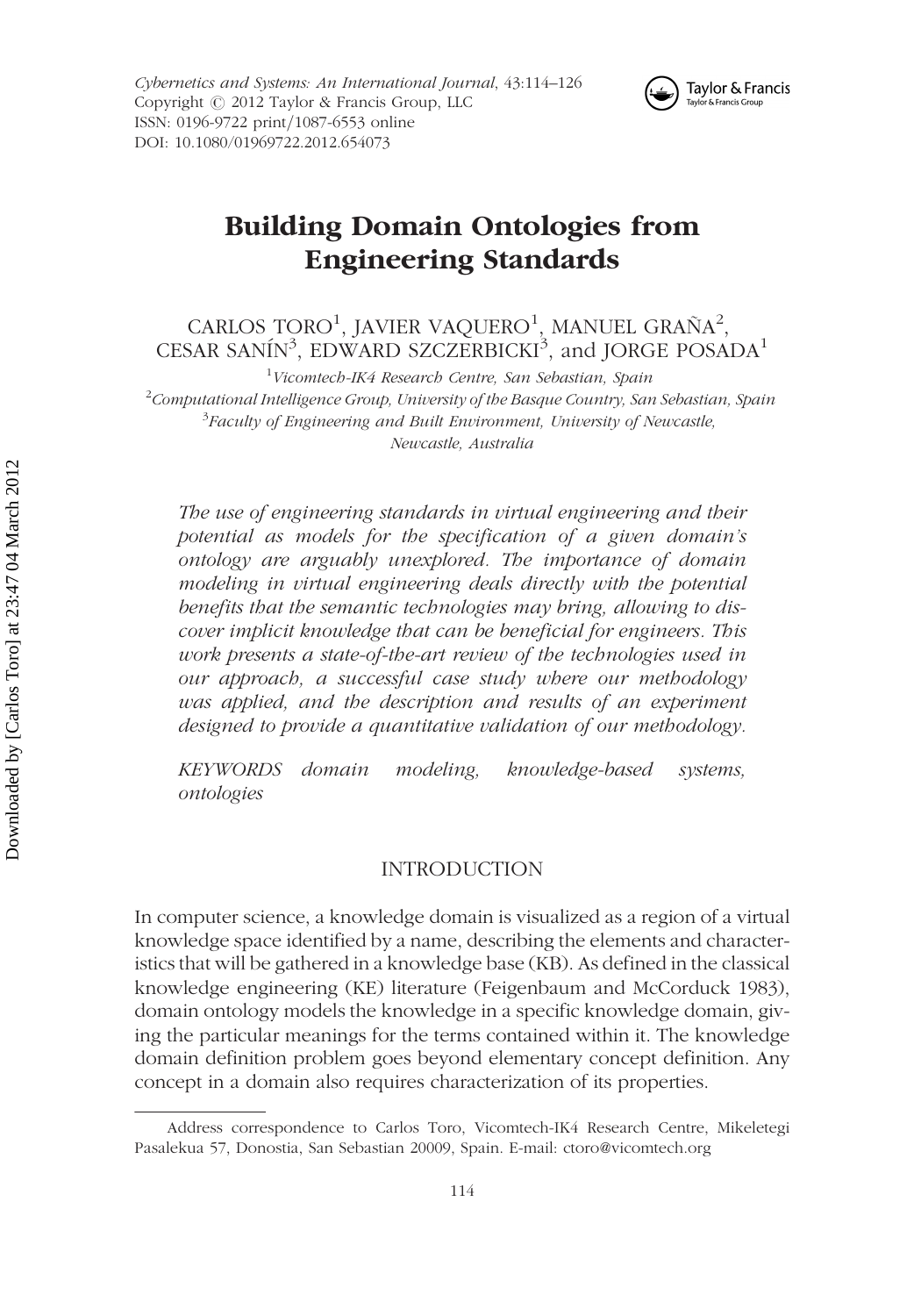# Building Domain Ontologies from Engineering Standards

CARLOS TORO[1], JAVIER VAQUERO[1], MANUEL GRAÑA[2], CESAR SANÍN[3], EDWARD SZCZERBICKI[3], and JORGE POSADA[1]

[1]*Vicomtech-IK4 Research Centre, San Sebastian, Spain*
[2]*Computational Intelligence Group, University of the Basque Country, San Sebastian, Spain*
[3]*Faculty of Engineering and Built Environment, University of Newcastle, Newcastle, Australia*

*The use of engineering standards in virtual engineering and their potential as models for the specification of a given domain's ontology are arguably unexplored. The importance of domain modeling in virtual engineering deals directly with the potential benefits that the semantic technologies may bring, allowing to discover implicit knowledge that can be beneficial for engineers. This work presents a state-of-the-art review of the technologies used in our approach, a successful case study where our methodology was applied, and the description and results of an experiment designed to provide a quantitative validation of our methodology.*

*KEYWORDS domain modeling, knowledge-based systems, ontologies*

## INTRODUCTION

In computer science, a knowledge domain is visualized as a region of a virtual knowledge space identified by a name, describing the elements and characteristics that will be gathered in a knowledge base (KB). As defined in the classical knowledge engineering (KE) literature (Feigenbaum and McCorduck 1983), domain ontology models the knowledge in a specific knowledge domain, giving the particular meanings for the terms contained within it. The knowledge domain definition problem goes beyond elementary concept definition. Any concept in a domain also requires characterization of its properties.

Address correspondence to Carlos Toro, Vicomtech-IK4 Research Centre, Mikeletegi Pasalekua 57, Donostia, San Sebastian 20009, Spain. E-mail: ctoro@vicomtech.org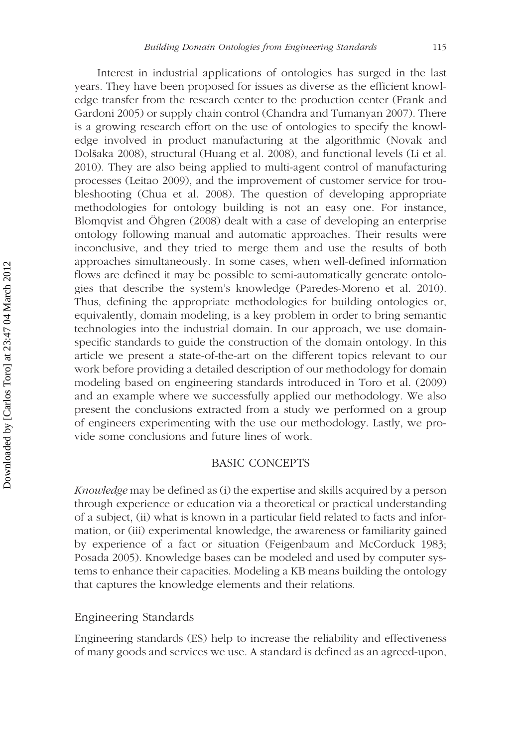Interest in industrial applications of ontologies has surged in the last years. They have been proposed for issues as diverse as the efficient knowledge transfer from the research center to the production center (Frank and Gardoni 2005) or supply chain control (Chandra and Tumanyan 2007). There is a growing research effort on the use of ontologies to specify the knowledge involved in product manufacturing at the algorithmic (Novak and Dolšaka 2008), structural (Huang et al. 2008), and functional levels (Li et al. 2010). They are also being applied to multi-agent control of manufacturing processes (Leitao 2009), and the improvement of customer service for troubleshooting (Chua et al. 2008). The question of developing appropriate methodologies for ontology building is not an easy one. For instance, Blomqvist and Öhgren (2008) dealt with a case of developing an enterprise ontology following manual and automatic approaches. Their results were inconclusive, and they tried to merge them and use the results of both approaches simultaneously. In some cases, when well-defined information flows are defined it may be possible to semi-automatically generate ontologies that describe the system's knowledge (Paredes-Moreno et al. 2010). Thus, defining the appropriate methodologies for building ontologies or, equivalently, domain modeling, is a key problem in order to bring semantic technologies into the industrial domain. In our approach, we use domain-specific standards to guide the construction of the domain ontology. In this article we present a state-of-the-art on the different topics relevant to our work before providing a detailed description of our methodology for domain modeling based on engineering standards introduced in Toro et al. (2009) and an example where we successfully applied our methodology. We also present the conclusions extracted from a study we performed on a group of engineers experimenting with the use our methodology. Lastly, we provide some conclusions and future lines of work.

## BASIC CONCEPTS

*Knowledge* may be defined as (i) the expertise and skills acquired by a person through experience or education via a theoretical or practical understanding of a subject, (ii) what is known in a particular field related to facts and information, or (iii) experimental knowledge, the awareness or familiarity gained by experience of a fact or situation (Feigenbaum and McCorduck 1983; Posada 2005). Knowledge bases can be modeled and used by computer systems to enhance their capacities. Modeling a KB means building the ontology that captures the knowledge elements and their relations.

### Engineering Standards

Engineering standards (ES) help to increase the reliability and effectiveness of many goods and services we use. A standard is defined as an agreed-upon,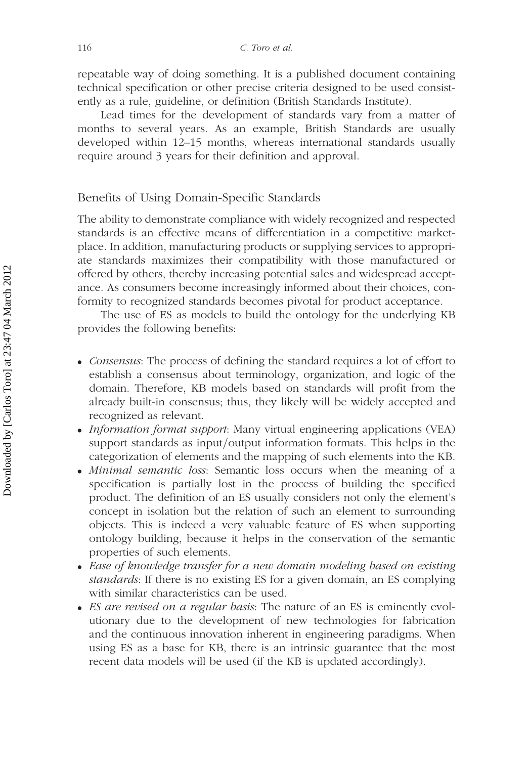repeatable way of doing something. It is a published document containing technical specification or other precise criteria designed to be used consistently as a rule, guideline, or definition (British Standards Institute).

Lead times for the development of standards vary from a matter of months to several years. As an example, British Standards are usually developed within 12–15 months, whereas international standards usually require around 3 years for their definition and approval.

## Benefits of Using Domain-Specific Standards

The ability to demonstrate compliance with widely recognized and respected standards is an effective means of differentiation in a competitive marketplace. In addition, manufacturing products or supplying services to appropriate standards maximizes their compatibility with those manufactured or offered by others, thereby increasing potential sales and widespread acceptance. As consumers become increasingly informed about their choices, conformity to recognized standards becomes pivotal for product acceptance.

The use of ES as models to build the ontology for the underlying KB provides the following benefits:

- *Consensus*: The process of defining the standard requires a lot of effort to establish a consensus about terminology, organization, and logic of the domain. Therefore, KB models based on standards will profit from the already built-in consensus; thus, they likely will be widely accepted and recognized as relevant.
- *Information format support*: Many virtual engineering applications (VEA) support standards as input/output information formats. This helps in the categorization of elements and the mapping of such elements into the KB.
- *Minimal semantic loss*: Semantic loss occurs when the meaning of a specification is partially lost in the process of building the specified product. The definition of an ES usually considers not only the element's concept in isolation but the relation of such an element to surrounding objects. This is indeed a very valuable feature of ES when supporting ontology building, because it helps in the conservation of the semantic properties of such elements.
- *Ease of knowledge transfer for a new domain modeling based on existing standards*: If there is no existing ES for a given domain, an ES complying with similar characteristics can be used.
- *ES are revised on a regular basis*: The nature of an ES is eminently evolutionary due to the development of new technologies for fabrication and the continuous innovation inherent in engineering paradigms. When using ES as a base for KB, there is an intrinsic guarantee that the most recent data models will be used (if the KB is updated accordingly).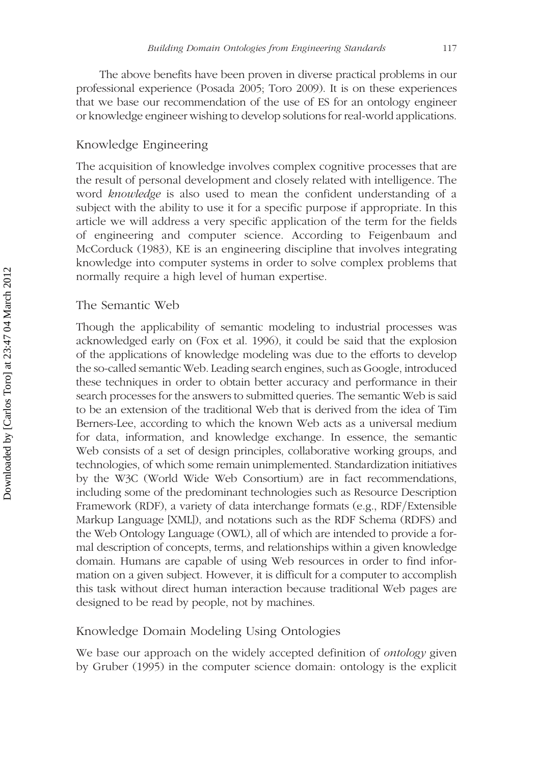The above benefits have been proven in diverse practical problems in our professional experience (Posada 2005; Toro 2009). It is on these experiences that we base our recommendation of the use of ES for an ontology engineer or knowledge engineer wishing to develop solutions for real-world applications.

## Knowledge Engineering

The acquisition of knowledge involves complex cognitive processes that are the result of personal development and closely related with intelligence. The word *knowledge* is also used to mean the confident understanding of a subject with the ability to use it for a specific purpose if appropriate. In this article we will address a very specific application of the term for the fields of engineering and computer science. According to Feigenbaum and McCorduck (1983), KE is an engineering discipline that involves integrating knowledge into computer systems in order to solve complex problems that normally require a high level of human expertise.

## The Semantic Web

Though the applicability of semantic modeling to industrial processes was acknowledged early on (Fox et al. 1996), it could be said that the explosion of the applications of knowledge modeling was due to the efforts to develop the so-called semantic Web. Leading search engines, such as Google, introduced these techniques in order to obtain better accuracy and performance in their search processes for the answers to submitted queries. The semantic Web is said to be an extension of the traditional Web that is derived from the idea of Tim Berners-Lee, according to which the known Web acts as a universal medium for data, information, and knowledge exchange. In essence, the semantic Web consists of a set of design principles, collaborative working groups, and technologies, of which some remain unimplemented. Standardization initiatives by the W3C (World Wide Web Consortium) are in fact recommendations, including some of the predominant technologies such as Resource Description Framework (RDF), a variety of data interchange formats (e.g., RDF/Extensible Markup Language [XML]), and notations such as the RDF Schema (RDFS) and the Web Ontology Language (OWL), all of which are intended to provide a formal description of concepts, terms, and relationships within a given knowledge domain. Humans are capable of using Web resources in order to find information on a given subject. However, it is difficult for a computer to accomplish this task without direct human interaction because traditional Web pages are designed to be read by people, not by machines.

## Knowledge Domain Modeling Using Ontologies

We base our approach on the widely accepted definition of *ontology* given by Gruber (1995) in the computer science domain: ontology is the explicit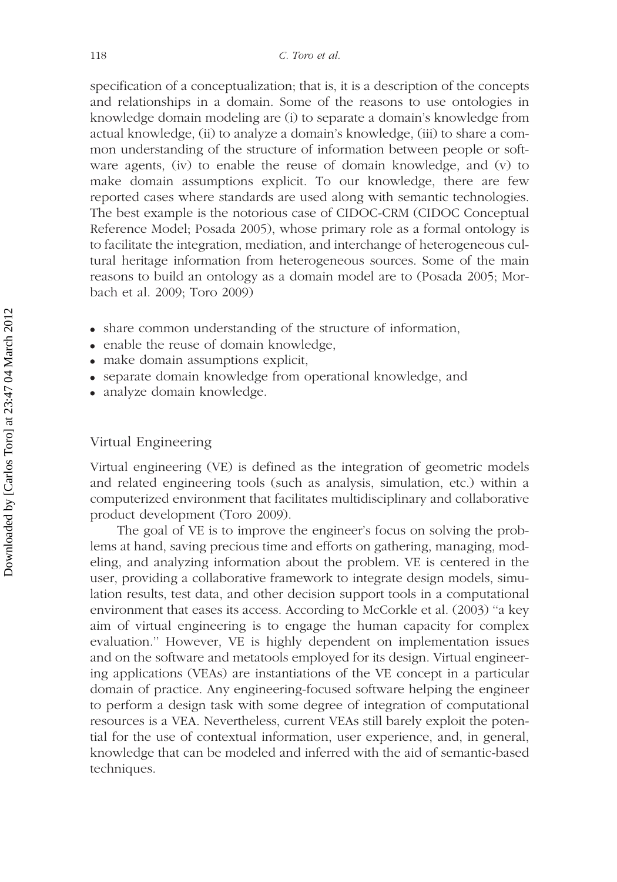specification of a conceptualization; that is, it is a description of the concepts and relationships in a domain. Some of the reasons to use ontologies in knowledge domain modeling are (i) to separate a domain's knowledge from actual knowledge, (ii) to analyze a domain's knowledge, (iii) to share a common understanding of the structure of information between people or software agents, (iv) to enable the reuse of domain knowledge, and (v) to make domain assumptions explicit. To our knowledge, there are few reported cases where standards are used along with semantic technologies. The best example is the notorious case of CIDOC-CRM (CIDOC Conceptual Reference Model; Posada 2005), whose primary role as a formal ontology is to facilitate the integration, mediation, and interchange of heterogeneous cultural heritage information from heterogeneous sources. Some of the main reasons to build an ontology as a domain model are to (Posada 2005; Morbach et al. 2009; Toro 2009)

- share common understanding of the structure of information,
- enable the reuse of domain knowledge,
- make domain assumptions explicit,
- separate domain knowledge from operational knowledge, and
- analyze domain knowledge.

## Virtual Engineering

Virtual engineering (VE) is defined as the integration of geometric models and related engineering tools (such as analysis, simulation, etc.) within a computerized environment that facilitates multidisciplinary and collaborative product development (Toro 2009).

The goal of VE is to improve the engineer's focus on solving the problems at hand, saving precious time and efforts on gathering, managing, modeling, and analyzing information about the problem. VE is centered in the user, providing a collaborative framework to integrate design models, simulation results, test data, and other decision support tools in a computational environment that eases its access. According to McCorkle et al. (2003) "a key aim of virtual engineering is to engage the human capacity for complex evaluation." However, VE is highly dependent on implementation issues and on the software and metatools employed for its design. Virtual engineering applications (VEAs) are instantiations of the VE concept in a particular domain of practice. Any engineering-focused software helping the engineer to perform a design task with some degree of integration of computational resources is a VEA. Nevertheless, current VEAs still barely exploit the potential for the use of contextual information, user experience, and, in general, knowledge that can be modeled and inferred with the aid of semantic-based techniques.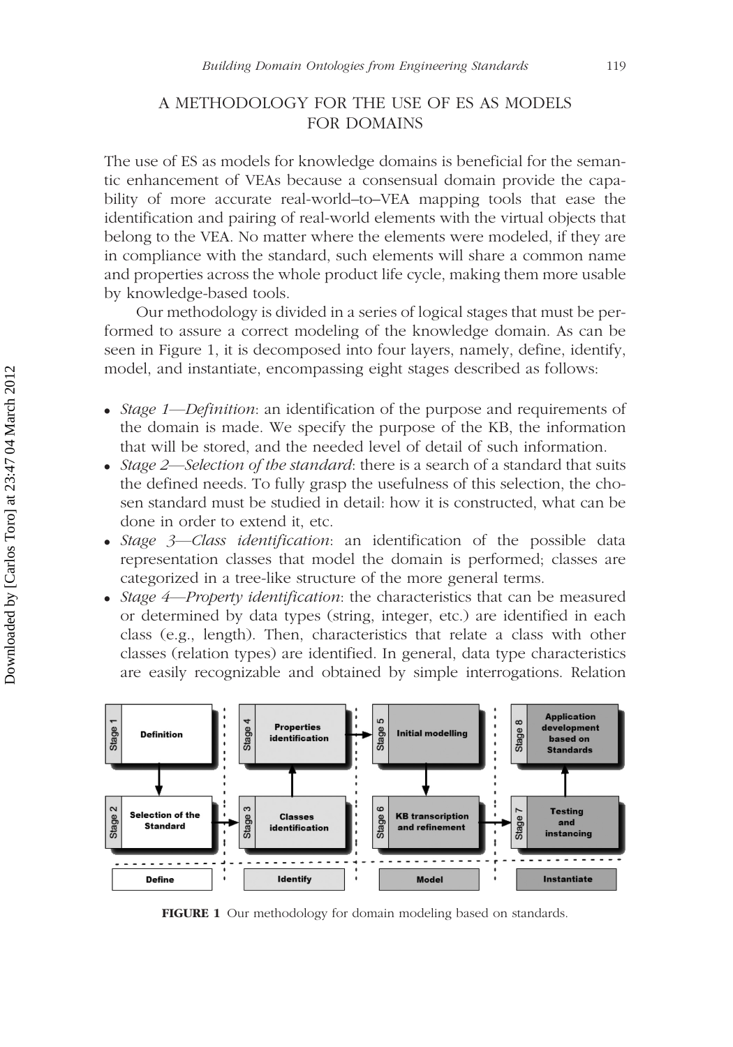## A METHODOLOGY FOR THE USE OF ES AS MODELS FOR DOMAINS

The use of ES as models for knowledge domains is beneficial for the semantic enhancement of VEAs because a consensual domain provide the capability of more accurate real-world–to–VEA mapping tools that ease the identification and pairing of real-world elements with the virtual objects that belong to the VEA. No matter where the elements were modeled, if they are in compliance with the standard, such elements will share a common name and properties across the whole product life cycle, making them more usable by knowledge-based tools.

Our methodology is divided in a series of logical stages that must be performed to assure a correct modeling of the knowledge domain. As can be seen in Figure 1, it is decomposed into four layers, namely, define, identify, model, and instantiate, encompassing eight stages described as follows:

- *Stage 1—Definition*: an identification of the purpose and requirements of the domain is made. We specify the purpose of the KB, the information that will be stored, and the needed level of detail of such information.
- *Stage 2—Selection of the standard*: there is a search of a standard that suits the defined needs. To fully grasp the usefulness of this selection, the chosen standard must be studied in detail: how it is constructed, what can be done in order to extend it, etc.
- *Stage 3—Class identification*: an identification of the possible data representation classes that model the domain is performed; classes are categorized in a tree-like structure of the more general terms.
- *Stage 4—Property identification*: the characteristics that can be measured or determined by data types (string, integer, etc.) are identified in each class (e.g., length). Then, characteristics that relate a class with other classes (relation types) are identified. In general, data type characteristics are easily recognizable and obtained by simple interrogations. Relation

**FIGURE 1** Our methodology for domain modeling based on standards.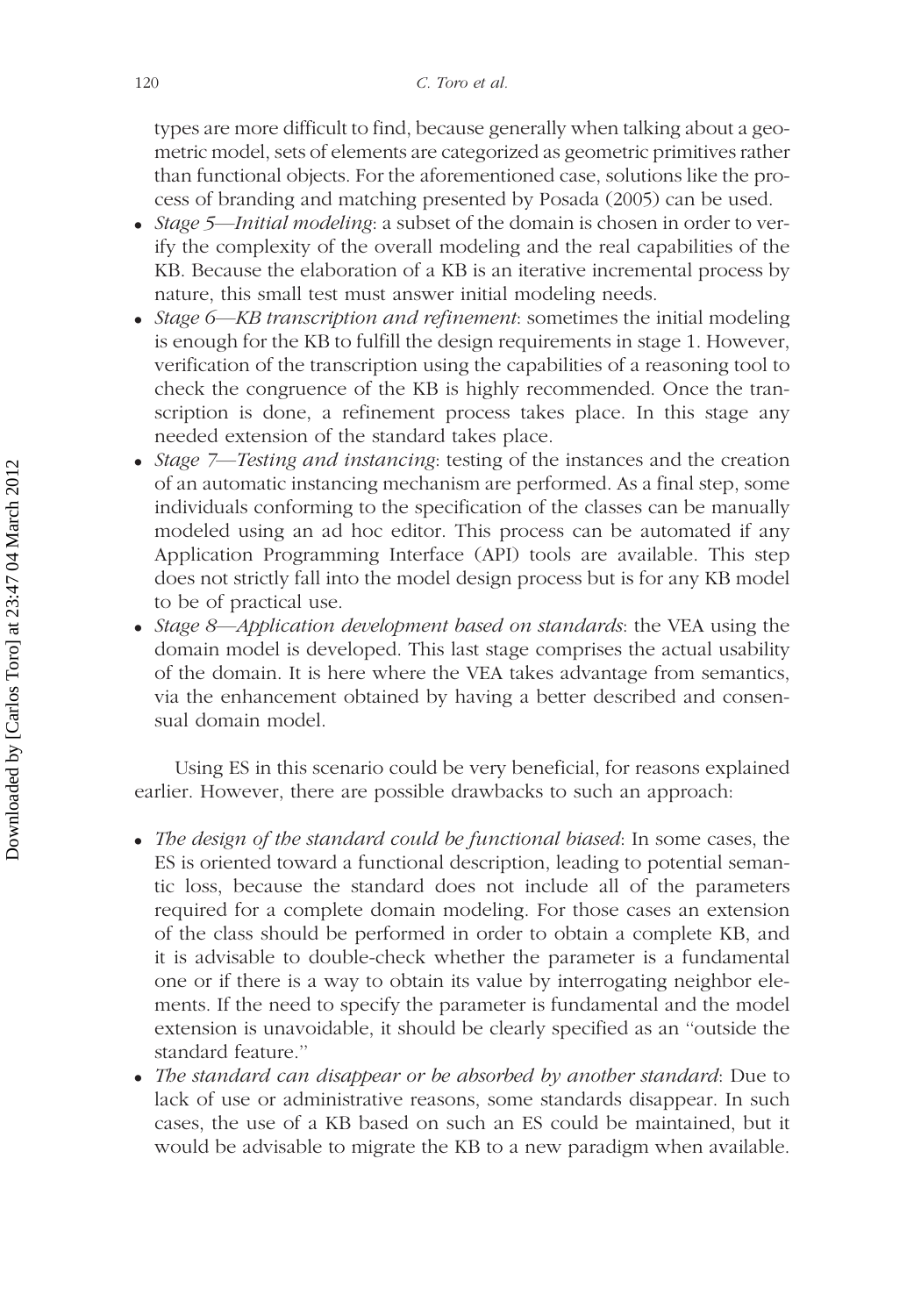types are more difficult to find, because generally when talking about a geometric model, sets of elements are categorized as geometric primitives rather than functional objects. For the aforementioned case, solutions like the process of branding and matching presented by Posada (2005) can be used.

- *Stage 5—Initial modeling*: a subset of the domain is chosen in order to verify the complexity of the overall modeling and the real capabilities of the KB. Because the elaboration of a KB is an iterative incremental process by nature, this small test must answer initial modeling needs.
- *Stage 6—KB transcription and refinement*: sometimes the initial modeling is enough for the KB to fulfill the design requirements in stage 1. However, verification of the transcription using the capabilities of a reasoning tool to check the congruence of the KB is highly recommended. Once the transcription is done, a refinement process takes place. In this stage any needed extension of the standard takes place.
- *Stage 7—Testing and instancing*: testing of the instances and the creation of an automatic instancing mechanism are performed. As a final step, some individuals conforming to the specification of the classes can be manually modeled using an ad hoc editor. This process can be automated if any Application Programming Interface (API) tools are available. This step does not strictly fall into the model design process but is for any KB model to be of practical use.
- *Stage 8—Application development based on standards*: the VEA using the domain model is developed. This last stage comprises the actual usability of the domain. It is here where the VEA takes advantage from semantics, via the enhancement obtained by having a better described and consensual domain model.

Using ES in this scenario could be very beneficial, for reasons explained earlier. However, there are possible drawbacks to such an approach:

- *The design of the standard could be functional biased*: In some cases, the ES is oriented toward a functional description, leading to potential semantic loss, because the standard does not include all of the parameters required for a complete domain modeling. For those cases an extension of the class should be performed in order to obtain a complete KB, and it is advisable to double-check whether the parameter is a fundamental one or if there is a way to obtain its value by interrogating neighbor elements. If the need to specify the parameter is fundamental and the model extension is unavoidable, it should be clearly specified as an "outside the standard feature."
- *The standard can disappear or be absorbed by another standard*: Due to lack of use or administrative reasons, some standards disappear. In such cases, the use of a KB based on such an ES could be maintained, but it would be advisable to migrate the KB to a new paradigm when available.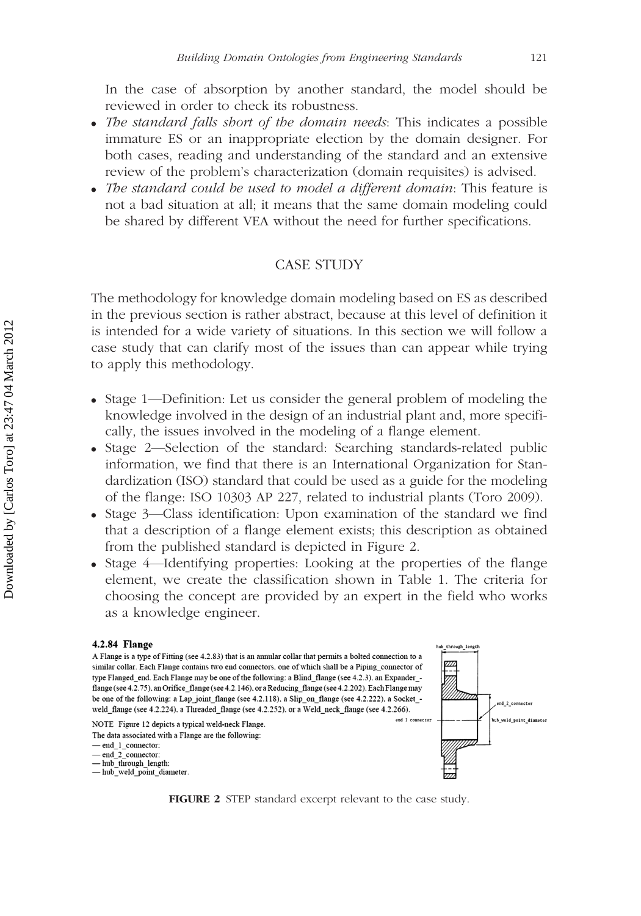In the case of absorption by another standard, the model should be reviewed in order to check its robustness.

- *The standard falls short of the domain needs*: This indicates a possible immature ES or an inappropriate election by the domain designer. For both cases, reading and understanding of the standard and an extensive review of the problem's characterization (domain requisites) is advised.
- *The standard could be used to model a different domain*: This feature is not a bad situation at all; it means that the same domain modeling could be shared by different VEA without the need for further specifications.

## CASE STUDY

The methodology for knowledge domain modeling based on ES as described in the previous section is rather abstract, because at this level of definition it is intended for a wide variety of situations. In this section we will follow a case study that can clarify most of the issues than can appear while trying to apply this methodology.

- Stage 1—Definition: Let us consider the general problem of modeling the knowledge involved in the design of an industrial plant and, more specifically, the issues involved in the modeling of a flange element.
- Stage 2—Selection of the standard: Searching standards-related public information, we find that there is an International Organization for Standardization (ISO) standard that could be used as a guide for the modeling of the flange: ISO 10303 AP 227, related to industrial plants (Toro 2009).
- Stage 3—Class identification: Upon examination of the standard we find that a description of a flange element exists; this description as obtained from the published standard is depicted in Figure 2.
- Stage 4—Identifying properties: Looking at the properties of the flange element, we create the classification shown in Table 1. The criteria for choosing the concept are provided by an expert in the field who works as a knowledge engineer.

**4.2.84 Flange**

A Flange is a type of Fitting (see 4.2.83) that is an annular collar that permits a bolted connection to a similar collar. Each Flange contains two end connectors, one of which shall be a Piping_connector of type Flanged_end. Each Flange may be one of the following: a Blind_flange (see 4.2.3), an Expander_-flange (see 4.2.75), an Orifice_flange (see 4.2.146), or a Reducing_flange (see 4.2.202). Each Flange may be one of the following: a Lap_joint_flange (see 4.2.118), a Slip_on_flange (see 4.2.222), a Socket_-weld_flange (see 4.2.224), a Threaded_flange (see 4.2.252), or a Weld_neck_flange (see 4.2.266).

NOTE Figure 12 depicts a typical weld-neck Flange.

The data associated with a Flange are the following:

— end_1_connector;
— end_2_connector;
— hub_through_length;
— hub_weld_point_diameter.

hub_through_length; end_2_connector; end 1 connector; hub_weld_point_diameter

**FIGURE 2** STEP standard excerpt relevant to the case study.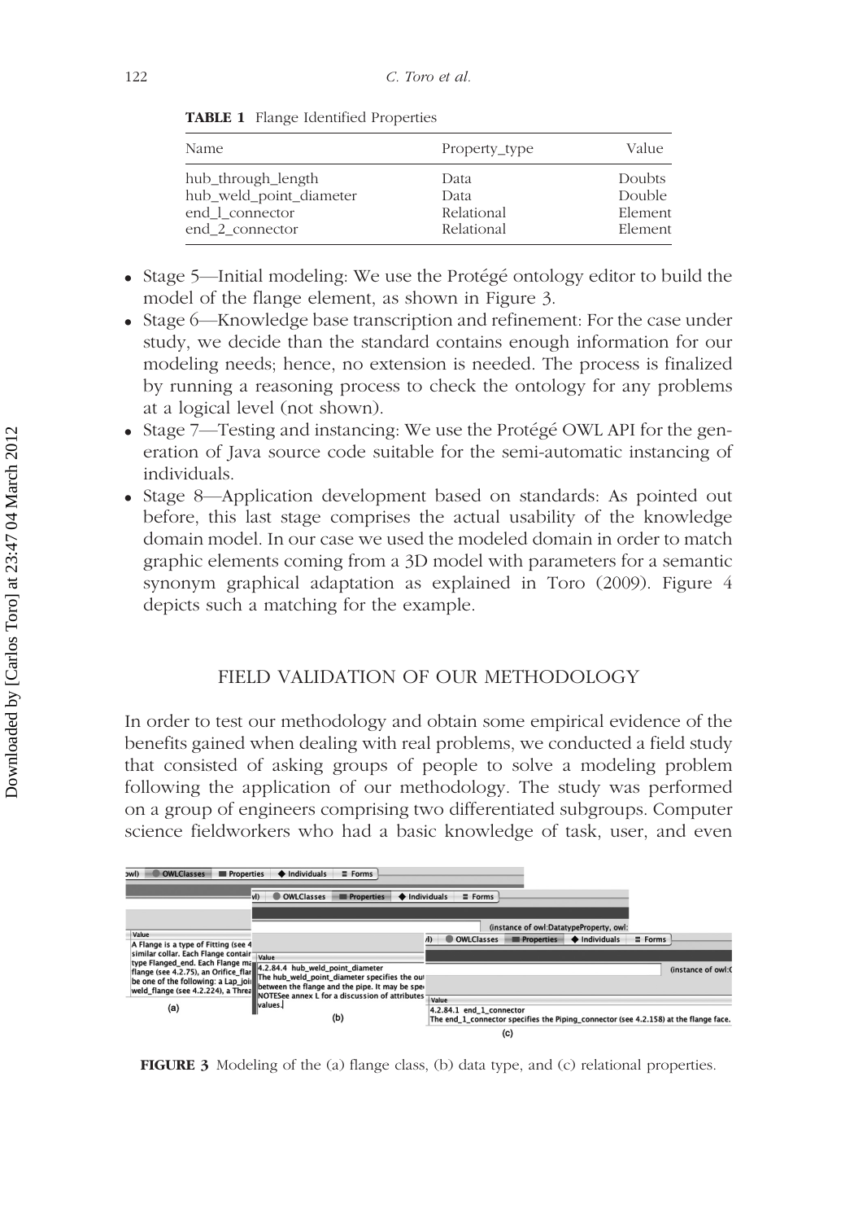**TABLE 1** Flange Identified Properties

| Name | Property_type | Value |
|---|---|---|
| hub_through_length | Data | Doubts |
| hub_weld_point_diameter | Data | Double |
| end_l_connector | Relational | Element |
| end_2_connector | Relational | Element |

- Stage 5—Initial modeling: We use the Protégé ontology editor to build the model of the flange element, as shown in Figure 3.
- Stage 6—Knowledge base transcription and refinement: For the case under study, we decide than the standard contains enough information for our modeling needs; hence, no extension is needed. The process is finalized by running a reasoning process to check the ontology for any problems at a logical level (not shown).
- Stage 7—Testing and instancing: We use the Protégé OWL API for the generation of Java source code suitable for the semi-automatic instancing of individuals.
- Stage 8—Application development based on standards: As pointed out before, this last stage comprises the actual usability of the knowledge domain model. In our case we used the modeled domain in order to match graphic elements coming from a 3D model with parameters for a semantic synonym graphical adaptation as explained in Toro (2009). Figure 4 depicts such a matching for the example.

## FIELD VALIDATION OF OUR METHODOLOGY

In order to test our methodology and obtain some empirical evidence of the benefits gained when dealing with real problems, we conducted a field study that consisted of asking groups of people to solve a modeling problem following the application of our methodology. The study was performed on a group of engineers comprising two differentiated subgroups. Computer science fieldworkers who had a basic knowledge of task, user, and even

**FIGURE 3** Modeling of the (a) flange class, (b) data type, and (c) relational properties.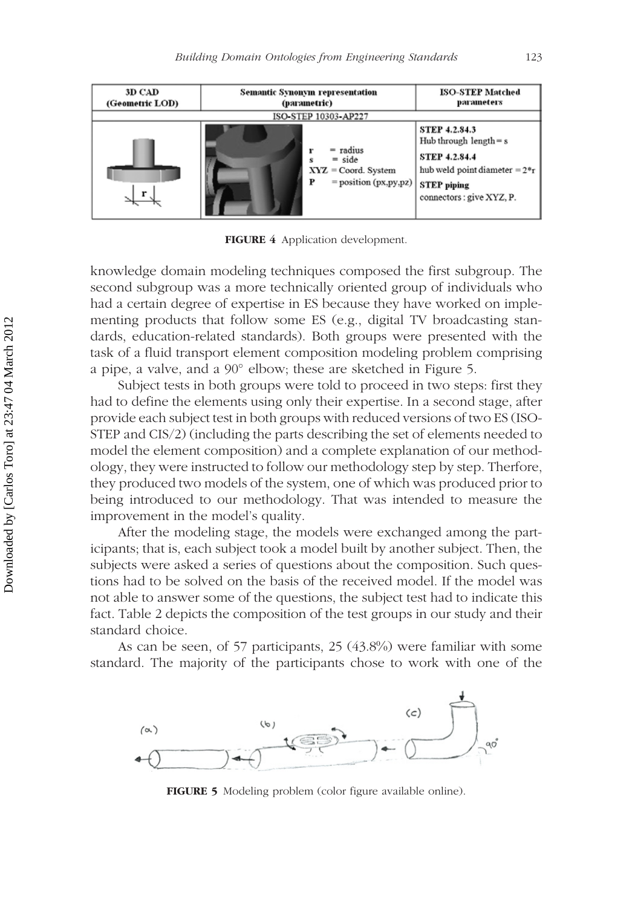| 3D CAD (Geometric LOD) | Semantic Synonym representation (parametric) | ISO-STEP Matched parameters |
| --- | --- | --- |
| ISO-STEP 10303-AP227 | | |
| r | r = radius<br>s = side<br>XYZ = Coord. System<br>P = position (px,py,pz) | STEP 4.2.84.3<br>Hub through length = s<br>STEP 4.2.84.4<br>hub weld point diameter = 2*r<br>STEP piping<br>connectors : give XYZ, P. |

**FIGURE 4** Application development.

knowledge domain modeling techniques composed the first subgroup. The second subgroup was a more technically oriented group of individuals who had a certain degree of expertise in ES because they have worked on implementing products that follow some ES (e.g., digital TV broadcasting standards, education-related standards). Both groups were presented with the task of a fluid transport element composition modeling problem comprising a pipe, a valve, and a 90° elbow; these are sketched in Figure 5.

Subject tests in both groups were told to proceed in two steps: first they had to define the elements using only their expertise. In a second stage, after provide each subject test in both groups with reduced versions of two ES (ISO-STEP and CIS/2) (including the parts describing the set of elements needed to model the element composition) and a complete explanation of our methodology, they were instructed to follow our methodology step by step. Therfore, they produced two models of the system, one of which was produced prior to being introduced to our methodology. That was intended to measure the improvement in the model's quality.

After the modeling stage, the models were exchanged among the participants; that is, each subject took a model built by another subject. Then, the subjects were asked a series of questions about the composition. Such questions had to be solved on the basis of the received model. If the model was not able to answer some of the questions, the subject test had to indicate this fact. Table 2 depicts the composition of the test groups in our study and their standard choice.

As can be seen, of 57 participants, 25 (43.8%) were familiar with some standard. The majority of the participants chose to work with one of the

**FIGURE 5** Modeling problem (color figure available online).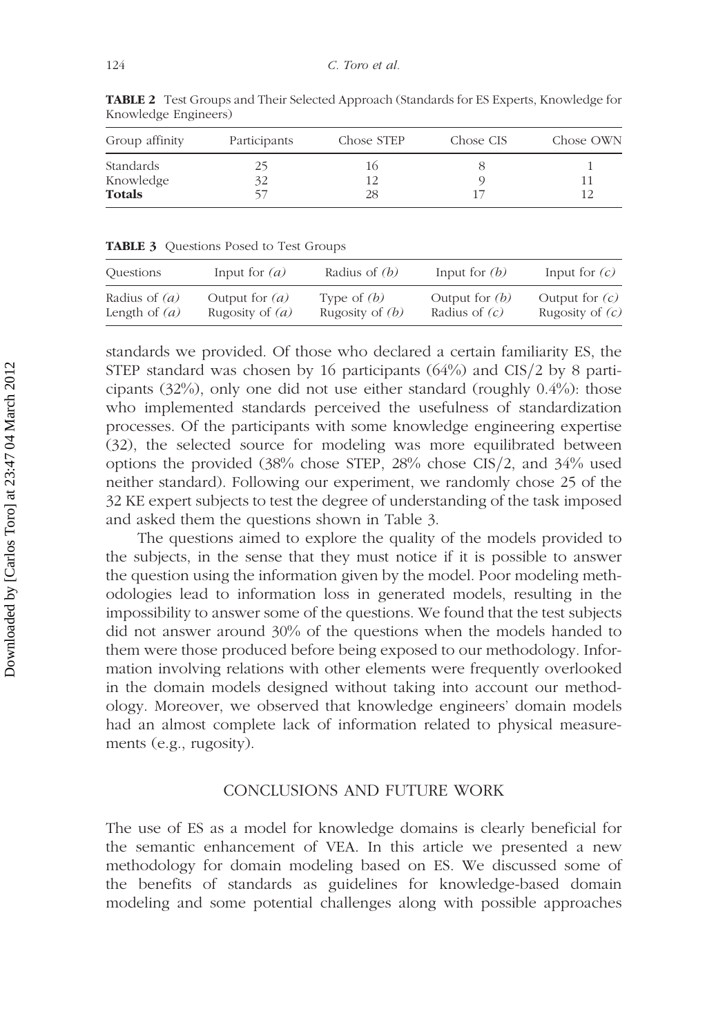**TABLE 2** Test Groups and Their Selected Approach (Standards for ES Experts, Knowledge for Knowledge Engineers)

| Group affinity | Participants | Chose STEP | Chose CIS | Chose OWN |
|---|---|---|---|---|
| Standards | 25 | 16 | 8 | 1 |
| Knowledge | 32 | 12 | 9 | 11 |
| **Totals** | 57 | 28 | 17 | 12 |

**TABLE 3** Questions Posed to Test Groups

| Questions | Input for *(a)* | Radius of *(b)* | Input for *(b)* | Input for *(c)* |
|---|---|---|---|---|
| Radius of *(a)* | Output for *(a)* | Type of *(b)* | Output for *(b)* | Output for *(c)* |
| Length of *(a)* | Rugosity of *(a)* | Rugosity of *(b)* | Radius of *(c)* | Rugosity of *(c)* |

standards we provided. Of those who declared a certain familiarity ES, the STEP standard was chosen by 16 participants (64%) and CIS/2 by 8 participants (32%), only one did not use either standard (roughly 0.4%): those who implemented standards perceived the usefulness of standardization processes. Of the participants with some knowledge engineering expertise (32), the selected source for modeling was more equilibrated between options the provided (38% chose STEP, 28% chose CIS/2, and 34% used neither standard). Following our experiment, we randomly chose 25 of the 32 KE expert subjects to test the degree of understanding of the task imposed and asked them the questions shown in Table 3.

The questions aimed to explore the quality of the models provided to the subjects, in the sense that they must notice if it is possible to answer the question using the information given by the model. Poor modeling methodologies lead to information loss in generated models, resulting in the impossibility to answer some of the questions. We found that the test subjects did not answer around 30% of the questions when the models handed to them were those produced before being exposed to our methodology. Information involving relations with other elements were frequently overlooked in the domain models designed without taking into account our methodology. Moreover, we observed that knowledge engineers' domain models had an almost complete lack of information related to physical measurements (e.g., rugosity).

## CONCLUSIONS AND FUTURE WORK

The use of ES as a model for knowledge domains is clearly beneficial for the semantic enhancement of VEA. In this article we presented a new methodology for domain modeling based on ES. We discussed some of the benefits of standards as guidelines for knowledge-based domain modeling and some potential challenges along with possible approaches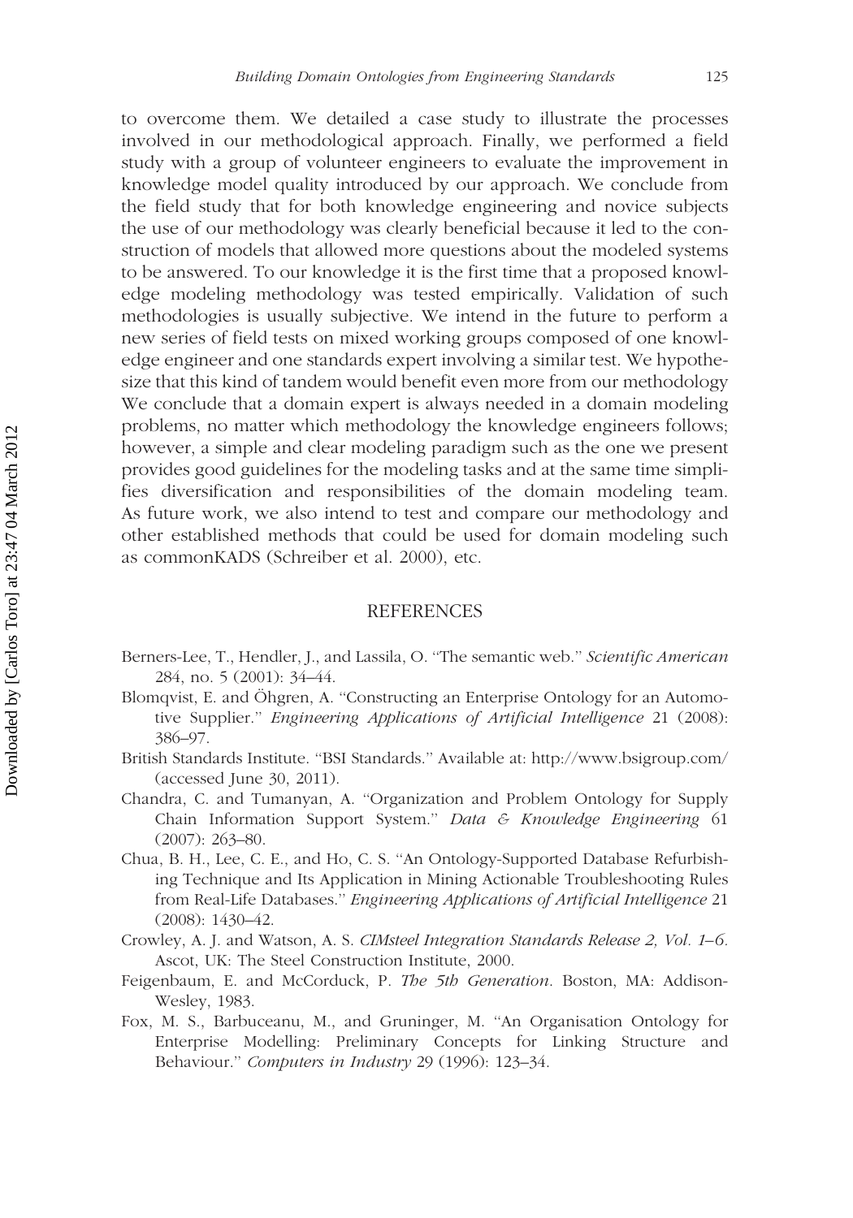to overcome them. We detailed a case study to illustrate the processes involved in our methodological approach. Finally, we performed a field study with a group of volunteer engineers to evaluate the improvement in knowledge model quality introduced by our approach. We conclude from the field study that for both knowledge engineering and novice subjects the use of our methodology was clearly beneficial because it led to the construction of models that allowed more questions about the modeled systems to be answered. To our knowledge it is the first time that a proposed knowledge modeling methodology was tested empirically. Validation of such methodologies is usually subjective. We intend in the future to perform a new series of field tests on mixed working groups composed of one knowledge engineer and one standards expert involving a similar test. We hypothesize that this kind of tandem would benefit even more from our methodology We conclude that a domain expert is always needed in a domain modeling problems, no matter which methodology the knowledge engineers follows; however, a simple and clear modeling paradigm such as the one we present provides good guidelines for the modeling tasks and at the same time simplifies diversification and responsibilities of the domain modeling team. As future work, we also intend to test and compare our methodology and other established methods that could be used for domain modeling such as commonKADS (Schreiber et al. 2000), etc.

## REFERENCES

Berners-Lee, T., Hendler, J., and Lassila, O. "The semantic web." *Scientific American* 284, no. 5 (2001): 34–44.

Blomqvist, E. and Öhgren, A. "Constructing an Enterprise Ontology for an Automotive Supplier." *Engineering Applications of Artificial Intelligence* 21 (2008): 386–97.

British Standards Institute. "BSI Standards." Available at: http://www.bsigroup.com/ (accessed June 30, 2011).

Chandra, C. and Tumanyan, A. "Organization and Problem Ontology for Supply Chain Information Support System." *Data & Knowledge Engineering* 61 (2007): 263–80.

Chua, B. H., Lee, C. E., and Ho, C. S. "An Ontology-Supported Database Refurbishing Technique and Its Application in Mining Actionable Troubleshooting Rules from Real-Life Databases." *Engineering Applications of Artificial Intelligence* 21 (2008): 1430–42.

Crowley, A. J. and Watson, A. S. *CIMsteel Integration Standards Release 2, Vol. 1–6*. Ascot, UK: The Steel Construction Institute, 2000.

Feigenbaum, E. and McCorduck, P. *The 5th Generation*. Boston, MA: Addison-Wesley, 1983.

Fox, M. S., Barbuceanu, M., and Gruninger, M. "An Organisation Ontology for Enterprise Modelling: Preliminary Concepts for Linking Structure and Behaviour." *Computers in Industry* 29 (1996): 123–34.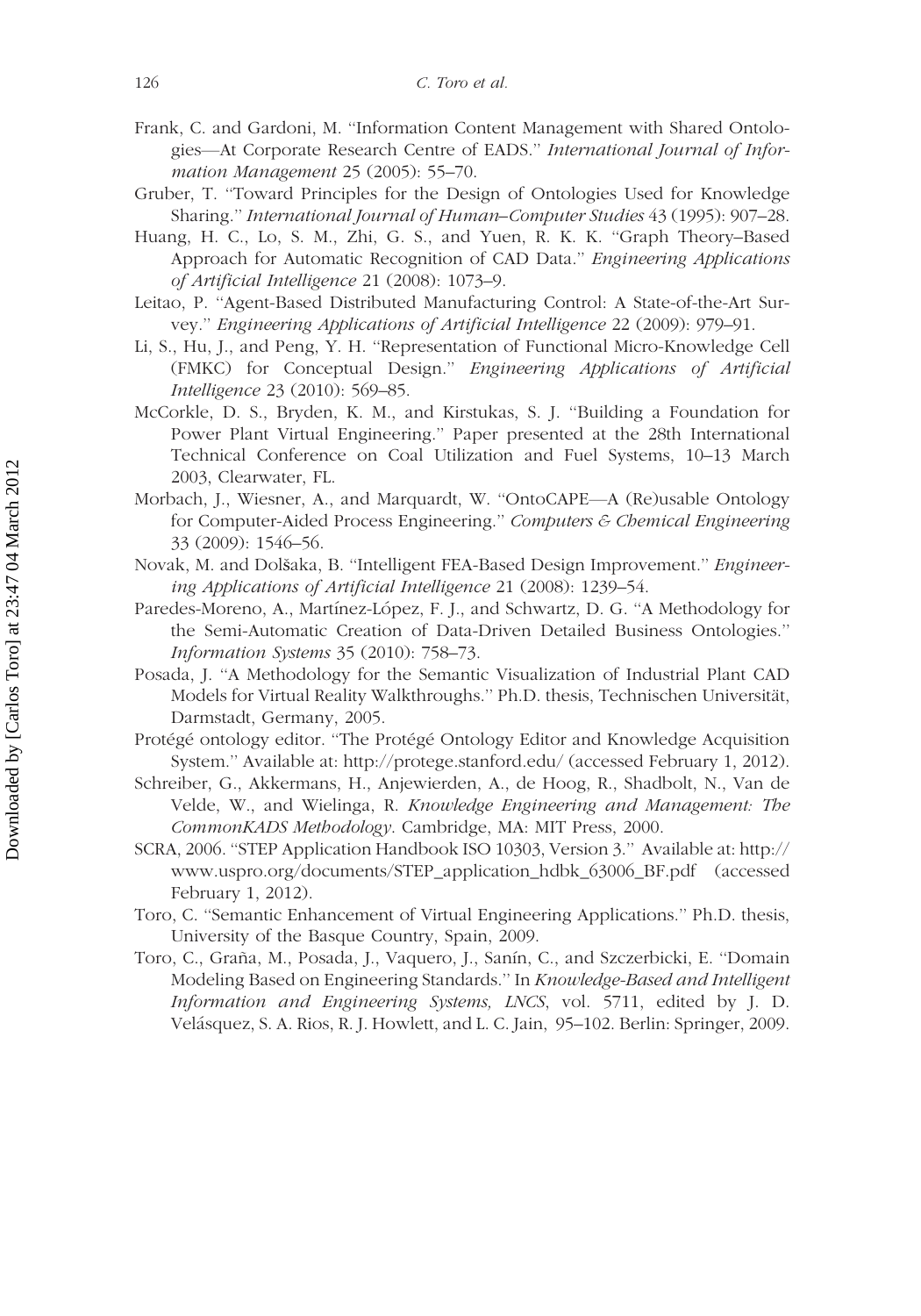Frank, C. and Gardoni, M. "Information Content Management with Shared Ontologies—At Corporate Research Centre of EADS." *International Journal of Information Management* 25 (2005): 55–70.

Gruber, T. "Toward Principles for the Design of Ontologies Used for Knowledge Sharing." *International Journal of Human–Computer Studies* 43 (1995): 907–28.

Huang, H. C., Lo, S. M., Zhi, G. S., and Yuen, R. K. K. "Graph Theory–Based Approach for Automatic Recognition of CAD Data." *Engineering Applications of Artificial Intelligence* 21 (2008): 1073–9.

Leitao, P. "Agent-Based Distributed Manufacturing Control: A State-of-the-Art Survey." *Engineering Applications of Artificial Intelligence* 22 (2009): 979–91.

Li, S., Hu, J., and Peng, Y. H. "Representation of Functional Micro-Knowledge Cell (FMKC) for Conceptual Design." *Engineering Applications of Artificial Intelligence* 23 (2010): 569–85.

McCorkle, D. S., Bryden, K. M., and Kirstukas, S. J. "Building a Foundation for Power Plant Virtual Engineering." Paper presented at the 28th International Technical Conference on Coal Utilization and Fuel Systems, 10–13 March 2003, Clearwater, FL.

Morbach, J., Wiesner, A., and Marquardt, W. "OntoCAPE—A (Re)usable Ontology for Computer-Aided Process Engineering." *Computers & Chemical Engineering* 33 (2009): 1546–56.

Novak, M. and Dolšaka, B. "Intelligent FEA-Based Design Improvement." *Engineering Applications of Artificial Intelligence* 21 (2008): 1239–54.

Paredes-Moreno, A., Martínez-López, F. J., and Schwartz, D. G. "A Methodology for the Semi-Automatic Creation of Data-Driven Detailed Business Ontologies." *Information Systems* 35 (2010): 758–73.

Posada, J. "A Methodology for the Semantic Visualization of Industrial Plant CAD Models for Virtual Reality Walkthroughs." Ph.D. thesis, Technischen Universität, Darmstadt, Germany, 2005.

Protégé ontology editor. "The Protégé Ontology Editor and Knowledge Acquisition System." Available at: http://protege.stanford.edu/ (accessed February 1, 2012).

Schreiber, G., Akkermans, H., Anjewierden, A., de Hoog, R., Shadbolt, N., Van de Velde, W., and Wielinga, R. *Knowledge Engineering and Management: The CommonKADS Methodology*. Cambridge, MA: MIT Press, 2000.

SCRA, 2006. "STEP Application Handbook ISO 10303, Version 3." Available at: http://www.uspro.org/documents/STEP_application_hdbk_63006_BF.pdf (accessed February 1, 2012).

Toro, C. "Semantic Enhancement of Virtual Engineering Applications." Ph.D. thesis, University of the Basque Country, Spain, 2009.

Toro, C., Graña, M., Posada, J., Vaquero, J., Sanín, C., and Szczerbicki, E. "Domain Modeling Based on Engineering Standards." In *Knowledge-Based and Intelligent Information and Engineering Systems, LNCS*, vol. 5711, edited by J. D. Velásquez, S. A. Rios, R. J. Howlett, and L. C. Jain, 95–102. Berlin: Springer, 2009.